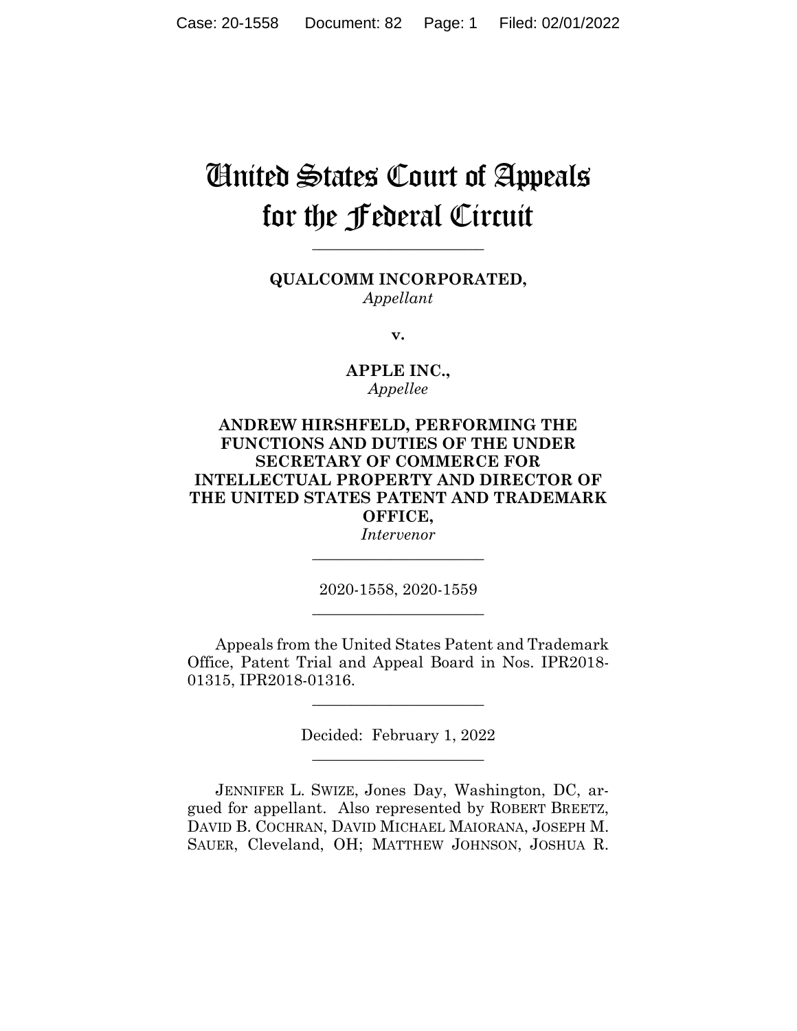# United States Court of Appeals for the Federal Circuit

______________________

**QUALCOMM INCORPORATED,**
*Appellant*

**v.**

**APPLE INC.,**
*Appellee*

**ANDREW HIRSHFELD, PERFORMING THE FUNCTIONS AND DUTIES OF THE UNDER SECRETARY OF COMMERCE FOR INTELLECTUAL PROPERTY AND DIRECTOR OF THE UNITED STATES PATENT AND TRADEMARK OFFICE,**
*Intervenor*

______________________

2020-1558, 2020-1559

______________________

Appeals from the United States Patent and Trademark Office, Patent Trial and Appeal Board in Nos. IPR2018-01315, IPR2018-01316.

______________________

Decided: February 1, 2022

______________________

JENNIFER L. SWIZE, Jones Day, Washington, DC, argued for appellant. Also represented by ROBERT BREETZ, DAVID B. COCHRAN, DAVID MICHAEL MAIORANA, JOSEPH M. SAUER, Cleveland, OH; MATTHEW JOHNSON, JOSHUA R.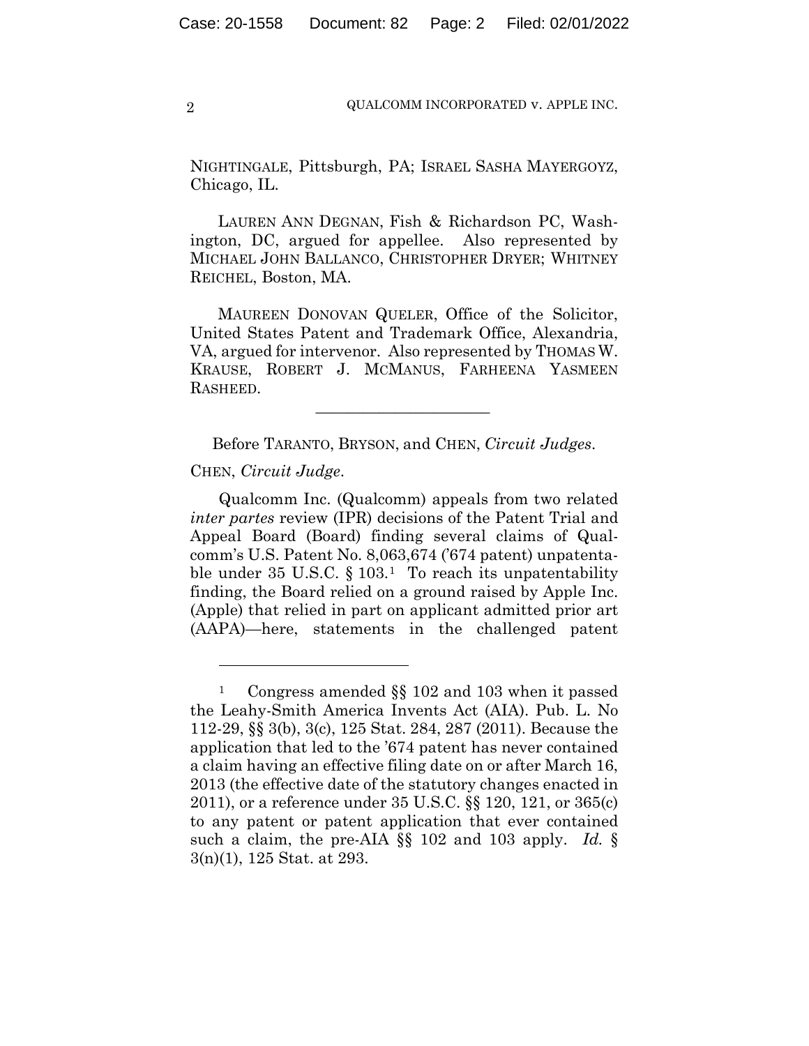NIGHTINGALE, Pittsburgh, PA; ISRAEL SASHA MAYERGOYZ, Chicago, IL.

LAUREN ANN DEGNAN, Fish & Richardson PC, Washington, DC, argued for appellee. Also represented by MICHAEL JOHN BALLANCO, CHRISTOPHER DRYER; WHITNEY REICHEL, Boston, MA.

MAUREEN DONOVAN QUELER, Office of the Solicitor, United States Patent and Trademark Office, Alexandria, VA, argued for intervenor. Also represented by THOMAS W. KRAUSE, ROBERT J. MCMANUS, FARHEENA YASMEEN RASHEED.

---

Before TARANTO, BRYSON, and CHEN, *Circuit Judges*.

CHEN, *Circuit Judge*.

Qualcomm Inc. (Qualcomm) appeals from two related *inter partes* review (IPR) decisions of the Patent Trial and Appeal Board (Board) finding several claims of Qualcomm's U.S. Patent No. 8,063,674 ('674 patent) unpatentable under 35 U.S.C. § 103.[1] To reach its unpatentability finding, the Board relied on a ground raised by Apple Inc. (Apple) that relied in part on applicant admitted prior art (AAPA)—here, statements in the challenged patent

---

[1] Congress amended §§ 102 and 103 when it passed the Leahy-Smith America Invents Act (AIA). Pub. L. No 112-29, §§ 3(b), 3(c), 125 Stat. 284, 287 (2011). Because the application that led to the '674 patent has never contained a claim having an effective filing date on or after March 16, 2013 (the effective date of the statutory changes enacted in 2011), or a reference under 35 U.S.C. §§ 120, 121, or 365(c) to any patent or patent application that ever contained such a claim, the pre-AIA §§ 102 and 103 apply. *Id.* § 3(n)(1), 125 Stat. at 293.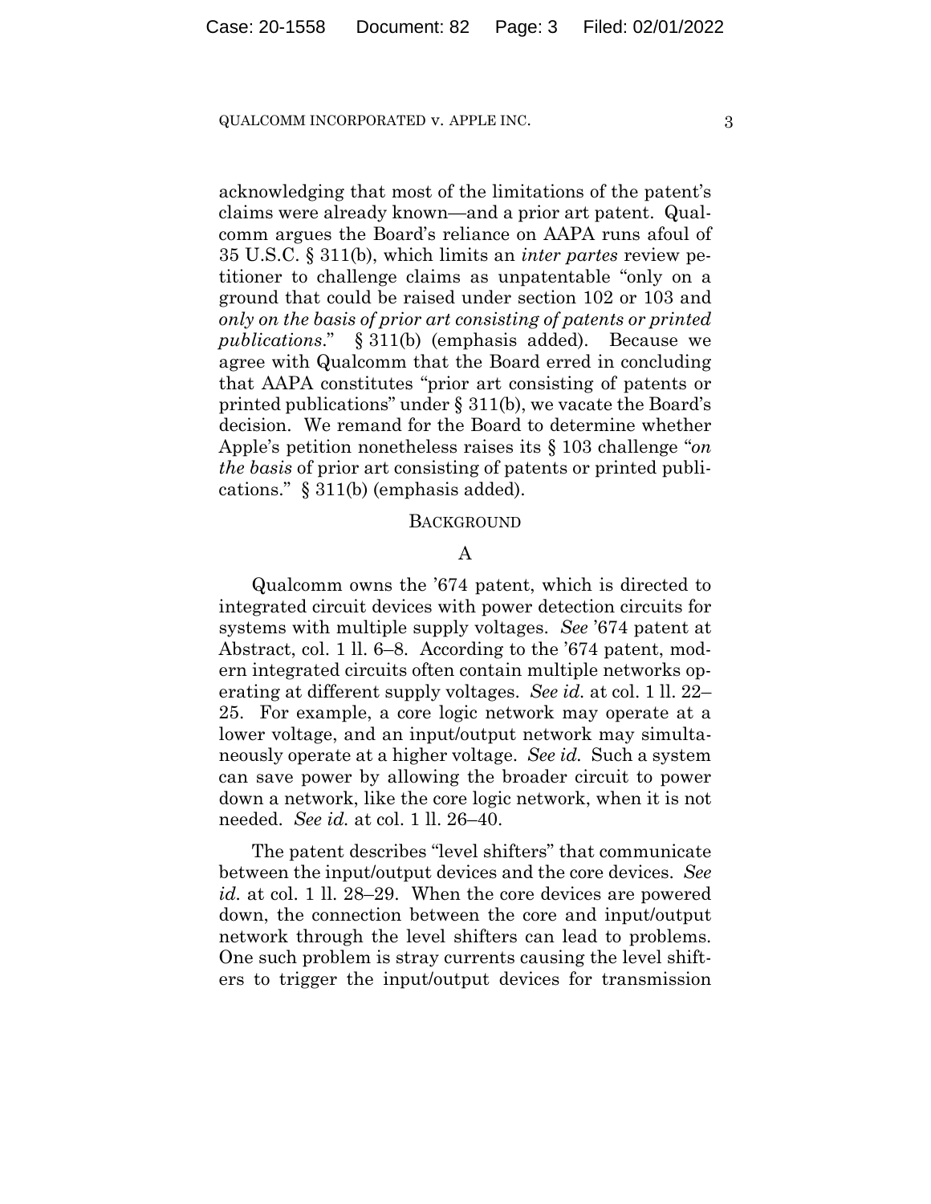acknowledging that most of the limitations of the patent's claims were already known—and a prior art patent. Qualcomm argues the Board's reliance on AAPA runs afoul of 35 U.S.C. § 311(b), which limits an *inter partes* review petitioner to challenge claims as unpatentable "only on a ground that could be raised under section 102 or 103 and *only on the basis of prior art consisting of patents or printed publications*." § 311(b) (emphasis added). Because we agree with Qualcomm that the Board erred in concluding that AAPA constitutes "prior art consisting of patents or printed publications" under § 311(b), we vacate the Board's decision. We remand for the Board to determine whether Apple's petition nonetheless raises its § 103 challenge "*on the basis* of prior art consisting of patents or printed publications." § 311(b) (emphasis added).

## BACKGROUND

### A

Qualcomm owns the '674 patent, which is directed to integrated circuit devices with power detection circuits for systems with multiple supply voltages. *See* '674 patent at Abstract, col. 1 ll. 6–8. According to the '674 patent, modern integrated circuits often contain multiple networks operating at different supply voltages. *See id.* at col. 1 ll. 22–25. For example, a core logic network may operate at a lower voltage, and an input/output network may simultaneously operate at a higher voltage. *See id.* Such a system can save power by allowing the broader circuit to power down a network, like the core logic network, when it is not needed. *See id.* at col. 1 ll. 26–40.

The patent describes "level shifters" that communicate between the input/output devices and the core devices. *See id.* at col. 1 ll. 28–29. When the core devices are powered down, the connection between the core and input/output network through the level shifters can lead to problems. One such problem is stray currents causing the level shifters to trigger the input/output devices for transmission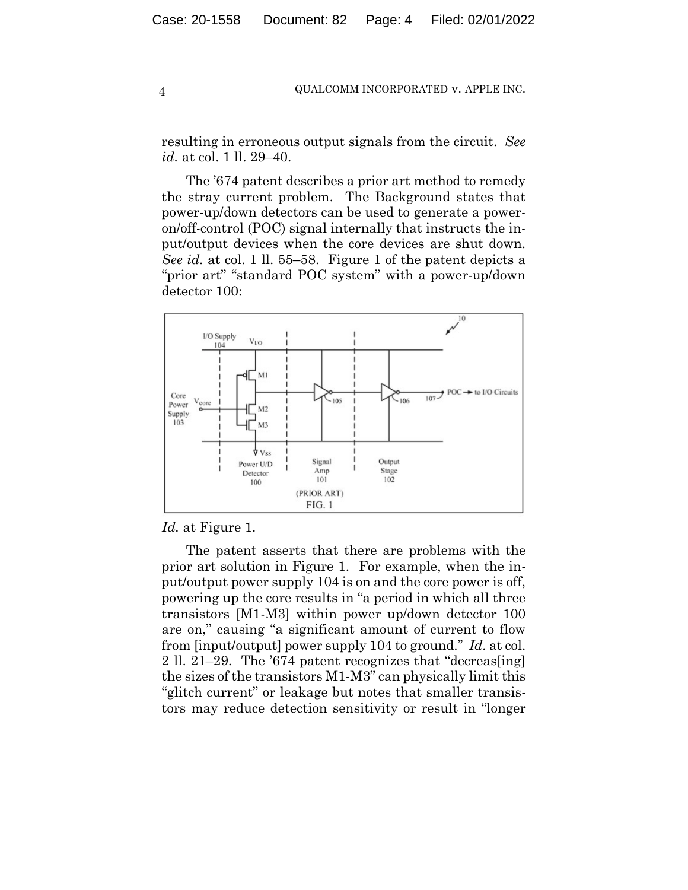resulting in erroneous output signals from the circuit. *See id.* at col. 1 ll. 29–40.

The '674 patent describes a prior art method to remedy the stray current problem. The Background states that power-up/down detectors can be used to generate a power-on/off-control (POC) signal internally that instructs the input/output devices when the core devices are shut down. *See id.* at col. 1 ll. 55–58. Figure 1 of the patent depicts a "prior art" "standard POC system" with a power-up/down detector 100:

(PRIOR ART)
FIG. 1

*Id.* at Figure 1.

The patent asserts that there are problems with the prior art solution in Figure 1. For example, when the input/output power supply 104 is on and the core power is off, powering up the core results in "a period in which all three transistors [M1-M3] within power up/down detector 100 are on," causing "a significant amount of current to flow from [input/output] power supply 104 to ground." *Id.* at col. 2 ll. 21–29. The '674 patent recognizes that "decreas[ing] the sizes of the transistors M1-M3" can physically limit this "glitch current" or leakage but notes that smaller transistors may reduce detection sensitivity or result in "longer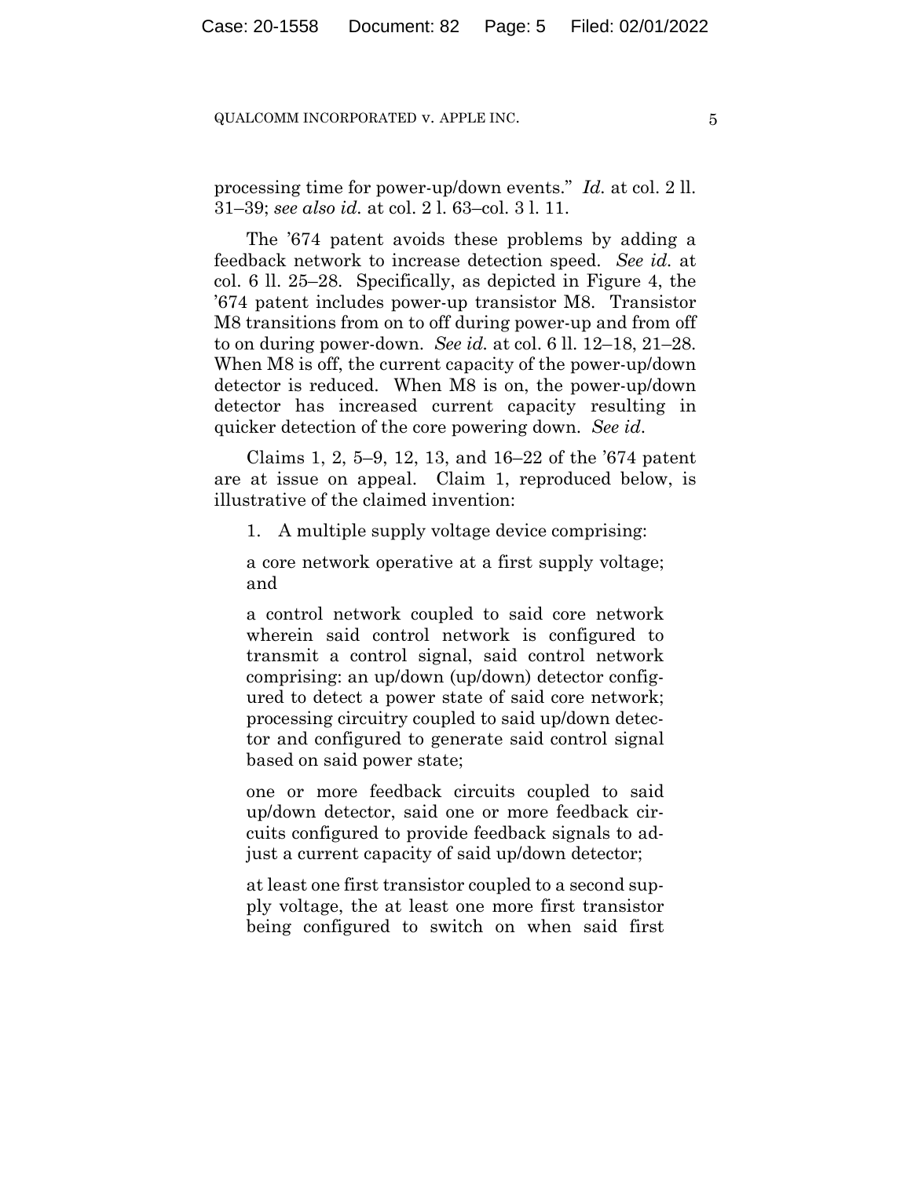processing time for power-up/down events." *Id.* at col. 2 ll. 31–39; *see also id.* at col. 2 l. 63–col. 3 l. 11.

The '674 patent avoids these problems by adding a feedback network to increase detection speed. *See id.* at col. 6 ll. 25–28. Specifically, as depicted in Figure 4, the '674 patent includes power-up transistor M8. Transistor M8 transitions from on to off during power-up and from off to on during power-down. *See id.* at col. 6 ll. 12–18, 21–28. When M8 is off, the current capacity of the power-up/down detector is reduced. When M8 is on, the power-up/down detector has increased current capacity resulting in quicker detection of the core powering down. *See id.*

Claims 1, 2, 5–9, 12, 13, and 16–22 of the '674 patent are at issue on appeal. Claim 1, reproduced below, is illustrative of the claimed invention:

> 1. A multiple supply voltage device comprising:
>
> a core network operative at a first supply voltage; and
>
> a control network coupled to said core network wherein said control network is configured to transmit a control signal, said control network comprising: an up/down (up/down) detector configured to detect a power state of said core network; processing circuitry coupled to said up/down detector and configured to generate said control signal based on said power state;
>
> one or more feedback circuits coupled to said up/down detector, said one or more feedback circuits configured to provide feedback signals to adjust a current capacity of said up/down detector;
>
> at least one first transistor coupled to a second supply voltage, the at least one more first transistor being configured to switch on when said first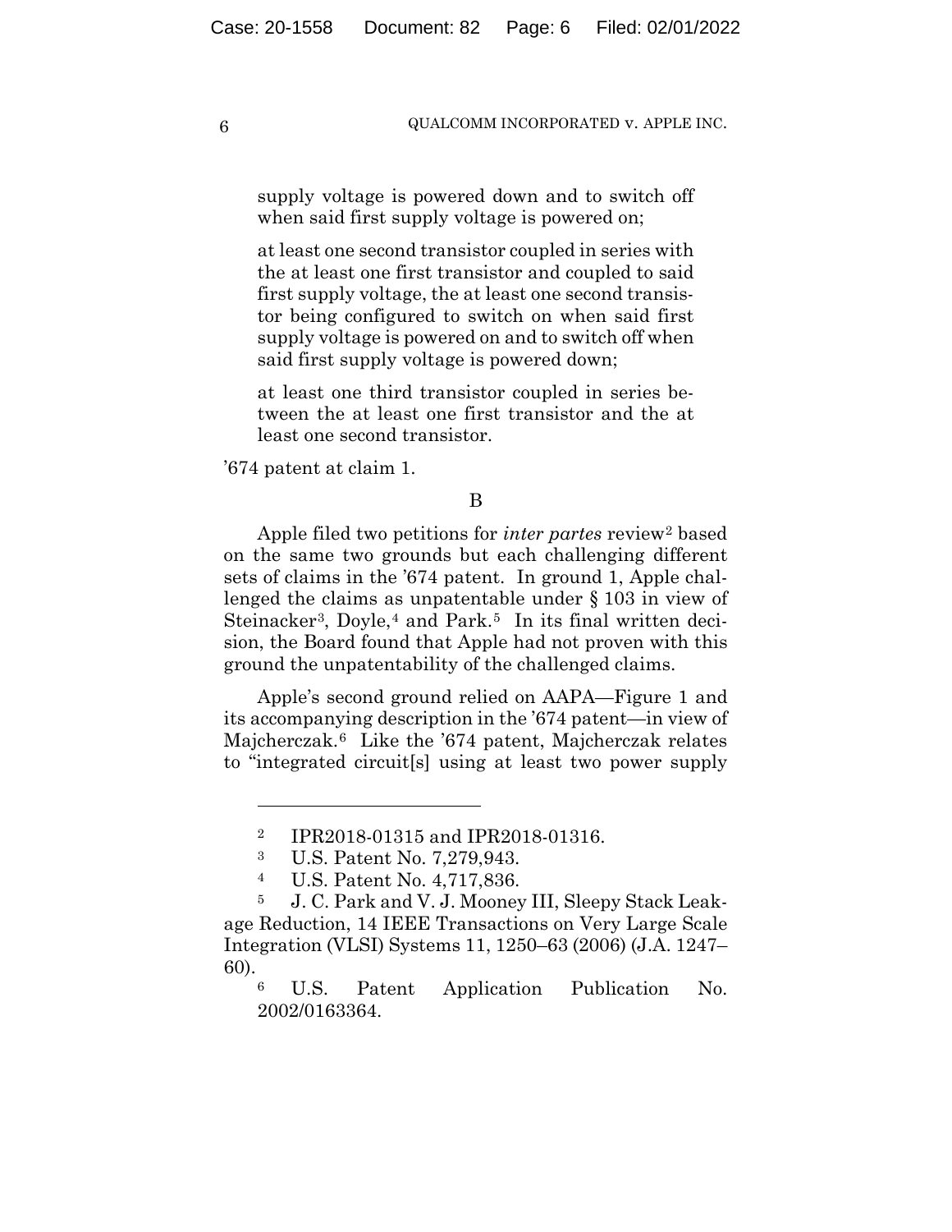> supply voltage is powered down and to switch off when said first supply voltage is powered on;
>
> at least one second transistor coupled in series with the at least one first transistor and coupled to said first supply voltage, the at least one second transistor being configured to switch on when said first supply voltage is powered on and to switch off when said first supply voltage is powered down;
>
> at least one third transistor coupled in series between the at least one first transistor and the at least one second transistor.

’674 patent at claim 1.

B

Apple filed two petitions for *inter partes* review[2] based on the same two grounds but each challenging different sets of claims in the ’674 patent. In ground 1, Apple challenged the claims as unpatentable under § 103 in view of Steinacker[3], Doyle,[4] and Park.[5] In its final written decision, the Board found that Apple had not proven with this ground the unpatentability of the challenged claims.

Apple’s second ground relied on AAPA—Figure 1 and its accompanying description in the ’674 patent—in view of Majcherczak.[6] Like the ’674 patent, Majcherczak relates to “integrated circuit[s] using at least two power supply

---

[2] IPR2018-01315 and IPR2018-01316.

[3] U.S. Patent No. 7,279,943.

[4] U.S. Patent No. 4,717,836.

[5] J. C. Park and V. J. Mooney III, Sleepy Stack Leakage Reduction, 14 IEEE Transactions on Very Large Scale Integration (VLSI) Systems 11, 1250–63 (2006) (J.A. 1247–60).

[6] U.S. Patent Application Publication No. 2002/0163364.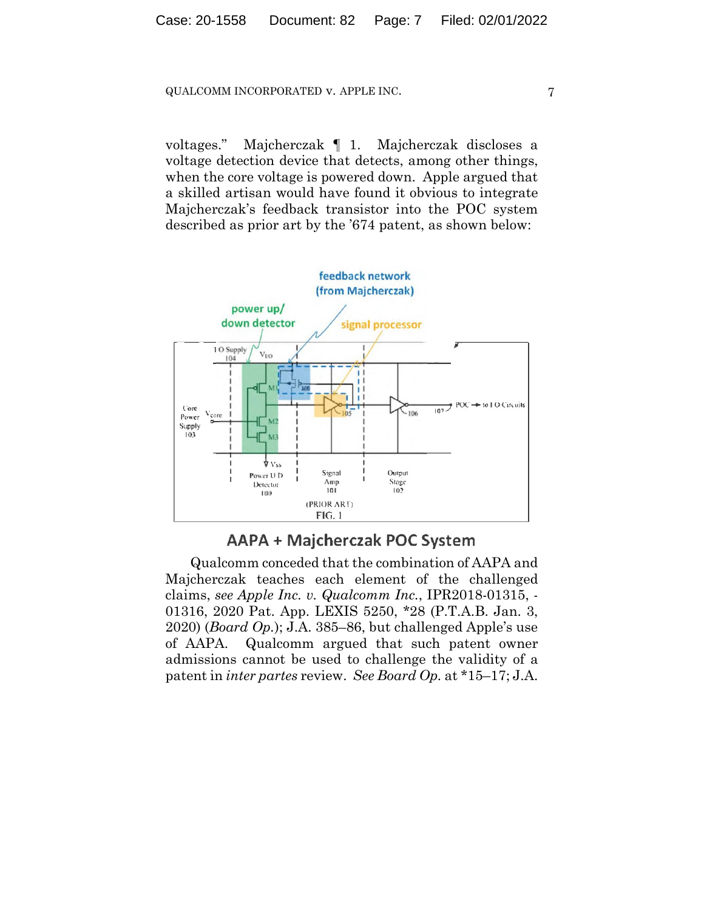voltages." Majcherczak ¶ 1. Majcherczak discloses a voltage detection device that detects, among other things, when the core voltage is powered down. Apple argued that a skilled artisan would have found it obvious to integrate Majcherczak's feedback transistor into the POC system described as prior art by the '674 patent, as shown below:

feedback network (from Majcherczak)

power up/ down detector

signal processor

I O Supply 104

$V_{IO}$

Core Power Supply 103

$V_{core}$

M1

M6

M2

M3

105

106

107

POC → to I O Circuits

$V_{SS}$

Power U D Detector 100

Signal Amp 101

Output Stage 102

(PRIOR ART)

FIG. 1

AAPA + Majcherczak POC System

Qualcomm conceded that the combination of AAPA and Majcherczak teaches each element of the challenged claims, *see Apple Inc. v. Qualcomm Inc.*, IPR2018-01315, -01316, 2020 Pat. App. LEXIS 5250, *28 (P.T.A.B. Jan. 3, 2020) (*Board Op.*); J.A. 385–86, but challenged Apple's use of AAPA. Qualcomm argued that such patent owner admissions cannot be used to challenge the validity of a patent in *inter partes* review. *See Board Op.* at *15–17; J.A.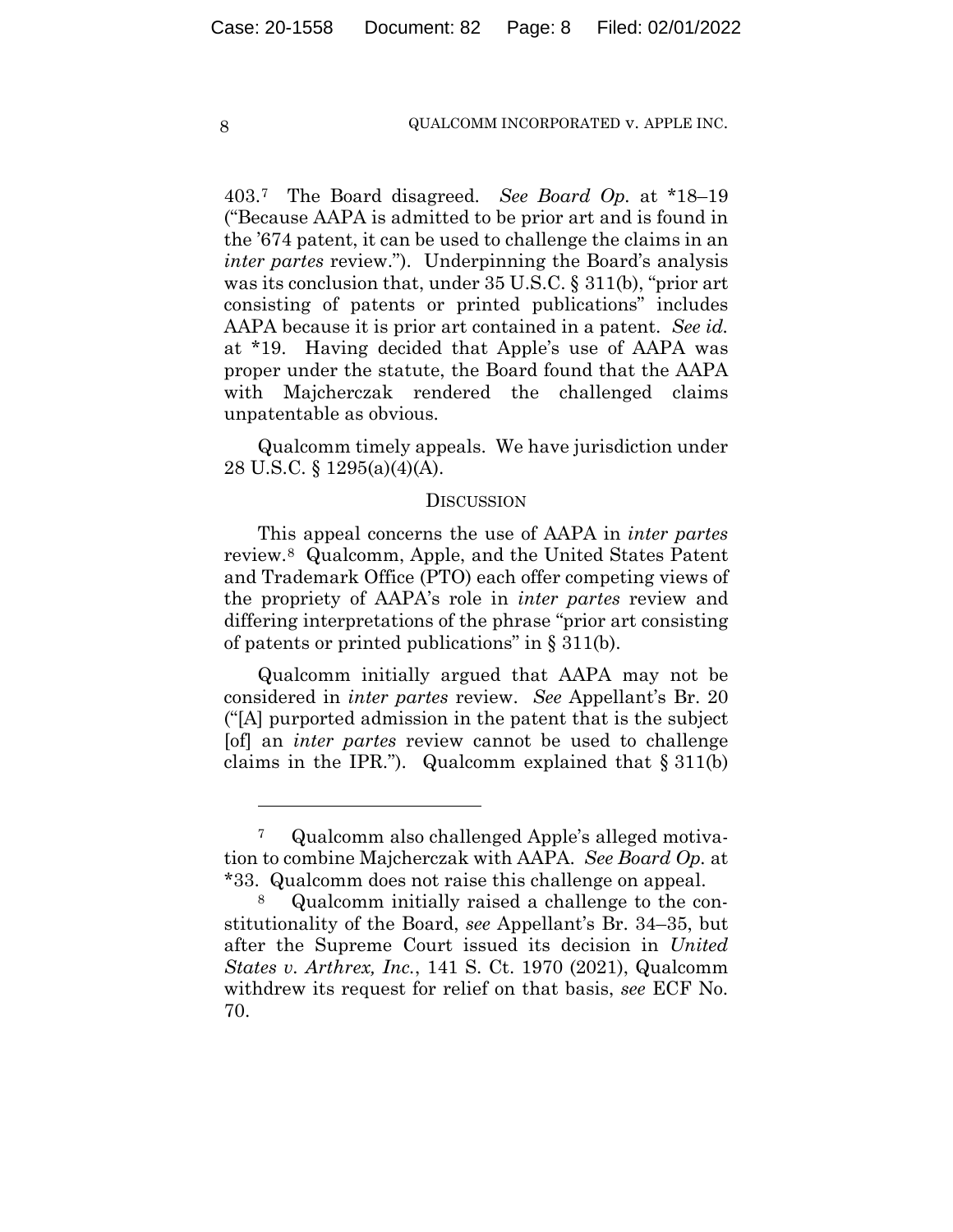403.[7] The Board disagreed. *See Board Op.* at *18–19 ("Because AAPA is admitted to be prior art and is found in the '674 patent, it can be used to challenge the claims in an *inter partes* review."). Underpinning the Board's analysis was its conclusion that, under 35 U.S.C. § 311(b), "prior art consisting of patents or printed publications" includes AAPA because it is prior art contained in a patent. *See id.* at *19. Having decided that Apple's use of AAPA was proper under the statute, the Board found that the AAPA with Majcherczak rendered the challenged claims unpatentable as obvious.

Qualcomm timely appeals. We have jurisdiction under 28 U.S.C. § 1295(a)(4)(A).

## DISCUSSION

This appeal concerns the use of AAPA in *inter partes* review.[8] Qualcomm, Apple, and the United States Patent and Trademark Office (PTO) each offer competing views of the propriety of AAPA's role in *inter partes* review and differing interpretations of the phrase "prior art consisting of patents or printed publications" in § 311(b).

Qualcomm initially argued that AAPA may not be considered in *inter partes* review. *See* Appellant's Br. 20 ("[A] purported admission in the patent that is the subject [of] an *inter partes* review cannot be used to challenge claims in the IPR."). Qualcomm explained that § 311(b)

---

[7] Qualcomm also challenged Apple's alleged motivation to combine Majcherczak with AAPA. *See Board Op.* at *33. Qualcomm does not raise this challenge on appeal.

[8] Qualcomm initially raised a challenge to the constitutionality of the Board, *see* Appellant's Br. 34–35, but after the Supreme Court issued its decision in *United States v. Arthrex, Inc.*, 141 S. Ct. 1970 (2021), Qualcomm withdrew its request for relief on that basis, *see* ECF No. 70.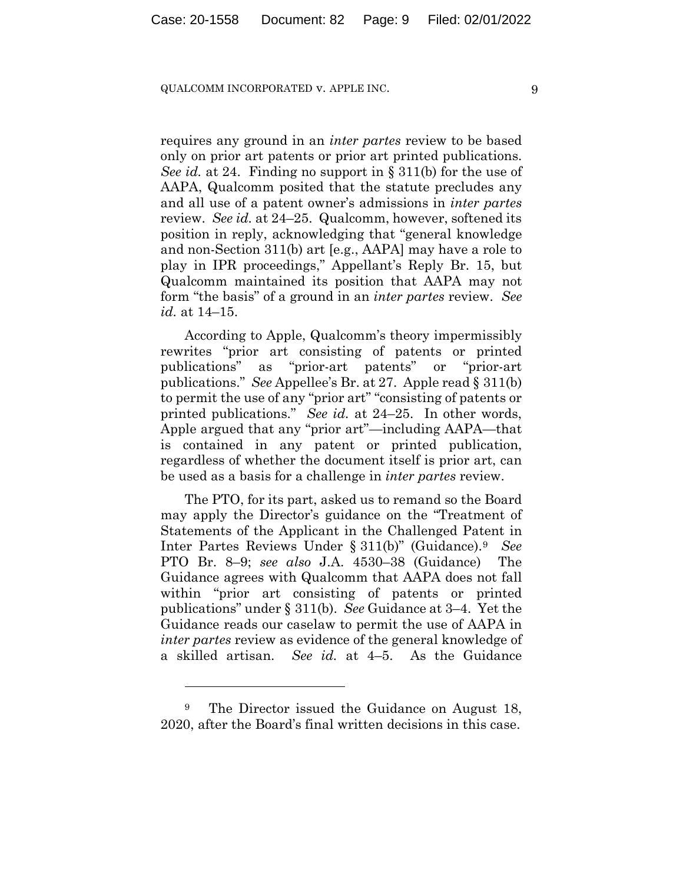requires any ground in an *inter partes* review to be based only on prior art patents or prior art printed publications. *See id.* at 24. Finding no support in § 311(b) for the use of AAPA, Qualcomm posited that the statute precludes any and all use of a patent owner's admissions in *inter partes* review. *See id.* at 24–25. Qualcomm, however, softened its position in reply, acknowledging that "general knowledge and non-Section 311(b) art [e.g., AAPA] may have a role to play in IPR proceedings," Appellant's Reply Br. 15, but Qualcomm maintained its position that AAPA may not form "the basis" of a ground in an *inter partes* review. *See id.* at 14–15.

According to Apple, Qualcomm's theory impermissibly rewrites "prior art consisting of patents or printed publications" as "prior-art patents" or "prior-art publications." *See* Appellee's Br. at 27. Apple read § 311(b) to permit the use of any "prior art" "consisting of patents or printed publications." *See id.* at 24–25. In other words, Apple argued that any "prior art"—including AAPA—that is contained in any patent or printed publication, regardless of whether the document itself is prior art, can be used as a basis for a challenge in *inter partes* review.

The PTO, for its part, asked us to remand so the Board may apply the Director's guidance on the "Treatment of Statements of the Applicant in the Challenged Patent in Inter Partes Reviews Under § 311(b)" (Guidance).[9] *See* PTO Br. 8–9; *see also* J.A. 4530–38 (Guidance) The Guidance agrees with Qualcomm that AAPA does not fall within "prior art consisting of patents or printed publications" under § 311(b). *See* Guidance at 3–4. Yet the Guidance reads our caselaw to permit the use of AAPA in *inter partes* review as evidence of the general knowledge of a skilled artisan. *See id.* at 4–5. As the Guidance

[9] The Director issued the Guidance on August 18, 2020, after the Board's final written decisions in this case.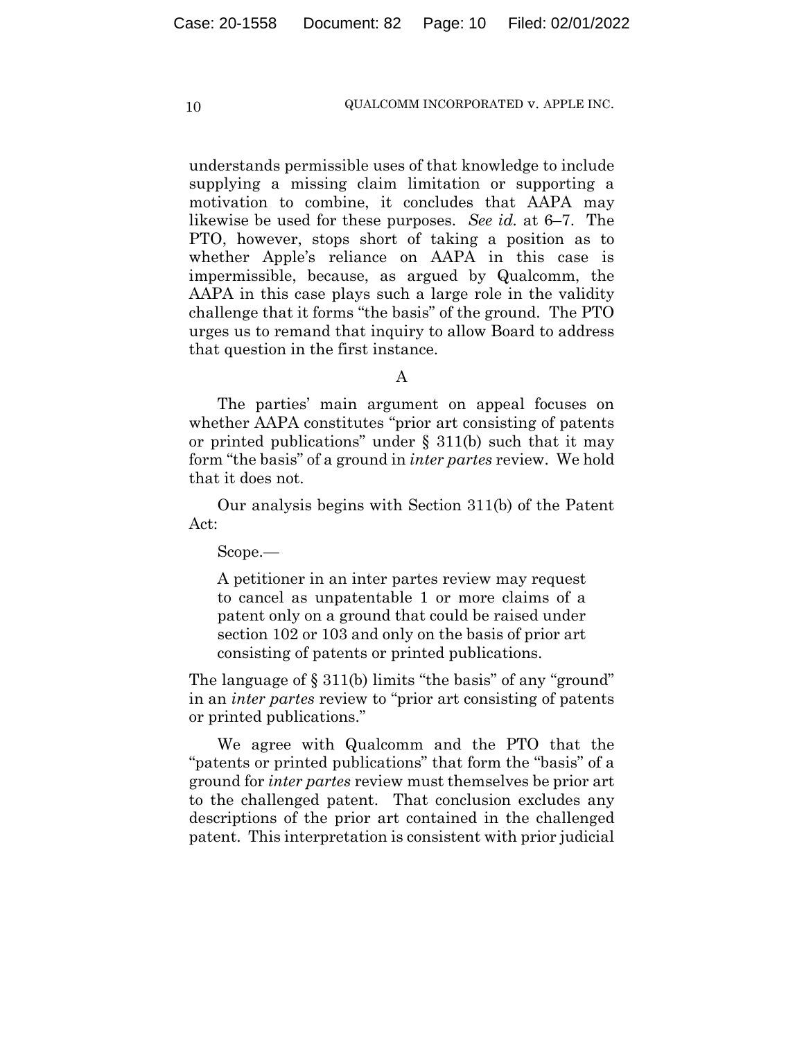understands permissible uses of that knowledge to include supplying a missing claim limitation or supporting a motivation to combine, it concludes that AAPA may likewise be used for these purposes. *See id.* at 6–7. The PTO, however, stops short of taking a position as to whether Apple's reliance on AAPA in this case is impermissible, because, as argued by Qualcomm, the AAPA in this case plays such a large role in the validity challenge that it forms "the basis" of the ground. The PTO urges us to remand that inquiry to allow Board to address that question in the first instance.

A

The parties' main argument on appeal focuses on whether AAPA constitutes "prior art consisting of patents or printed publications" under § 311(b) such that it may form "the basis" of a ground in *inter partes* review. We hold that it does not.

Our analysis begins with Section 311(b) of the Patent Act:

> Scope.—
>
> A petitioner in an inter partes review may request to cancel as unpatentable 1 or more claims of a patent only on a ground that could be raised under section 102 or 103 and only on the basis of prior art consisting of patents or printed publications.

The language of § 311(b) limits "the basis" of any "ground" in an *inter partes* review to "prior art consisting of patents or printed publications."

We agree with Qualcomm and the PTO that the "patents or printed publications" that form the "basis" of a ground for *inter partes* review must themselves be prior art to the challenged patent. That conclusion excludes any descriptions of the prior art contained in the challenged patent. This interpretation is consistent with prior judicial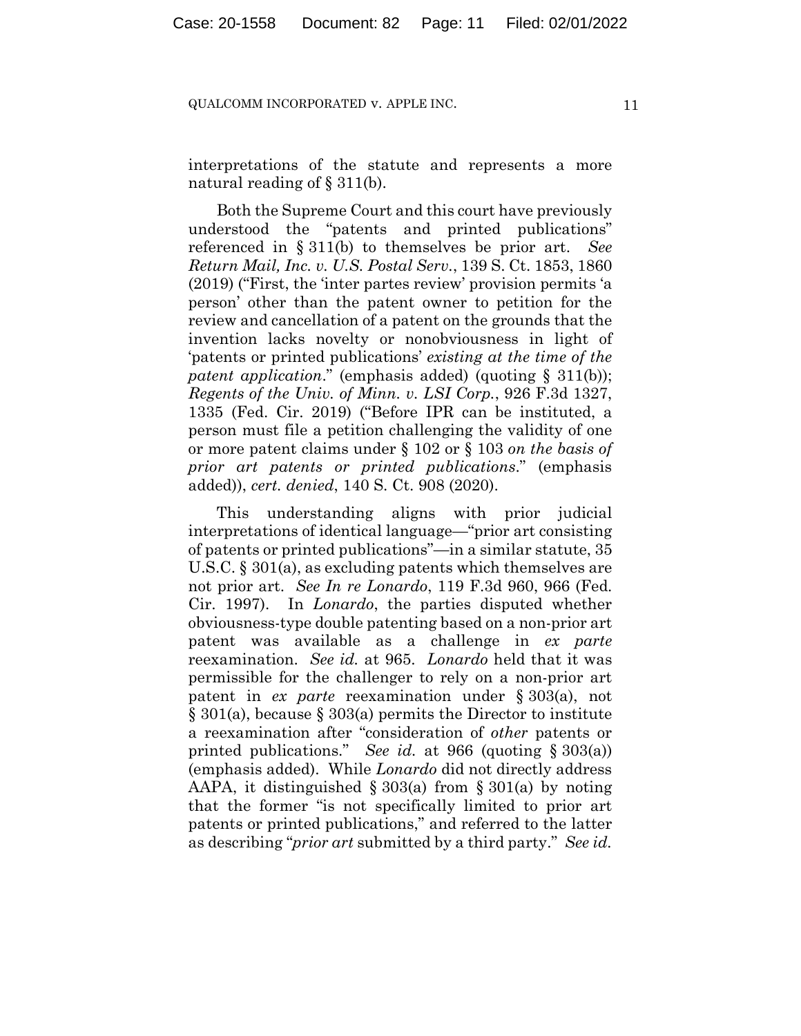interpretations of the statute and represents a more natural reading of § 311(b).

Both the Supreme Court and this court have previously understood the "patents and printed publications" referenced in § 311(b) to themselves be prior art. *See Return Mail, Inc. v. U.S. Postal Serv.*, 139 S. Ct. 1853, 1860 (2019) ("First, the 'inter partes review' provision permits 'a person' other than the patent owner to petition for the review and cancellation of a patent on the grounds that the invention lacks novelty or nonobviousness in light of 'patents or printed publications' *existing at the time of the patent application*." (emphasis added) (quoting § 311(b)); *Regents of the Univ. of Minn. v. LSI Corp.*, 926 F.3d 1327, 1335 (Fed. Cir. 2019) ("Before IPR can be instituted, a person must file a petition challenging the validity of one or more patent claims under § 102 or § 103 *on the basis of prior art patents or printed publications*." (emphasis added)), *cert. denied*, 140 S. Ct. 908 (2020).

This understanding aligns with prior judicial interpretations of identical language—"prior art consisting of patents or printed publications"—in a similar statute, 35 U.S.C. § 301(a), as excluding patents which themselves are not prior art. *See In re Lonardo*, 119 F.3d 960, 966 (Fed. Cir. 1997). In *Lonardo*, the parties disputed whether obviousness-type double patenting based on a non-prior art patent was available as a challenge in *ex parte* reexamination. *See id.* at 965. *Lonardo* held that it was permissible for the challenger to rely on a non-prior art patent in *ex parte* reexamination under § 303(a), not § 301(a), because § 303(a) permits the Director to institute a reexamination after "consideration of *other* patents or printed publications." *See id.* at 966 (quoting § 303(a)) (emphasis added). While *Lonardo* did not directly address AAPA, it distinguished § 303(a) from § 301(a) by noting that the former "is not specifically limited to prior art patents or printed publications," and referred to the latter as describing "*prior art* submitted by a third party." *See id.*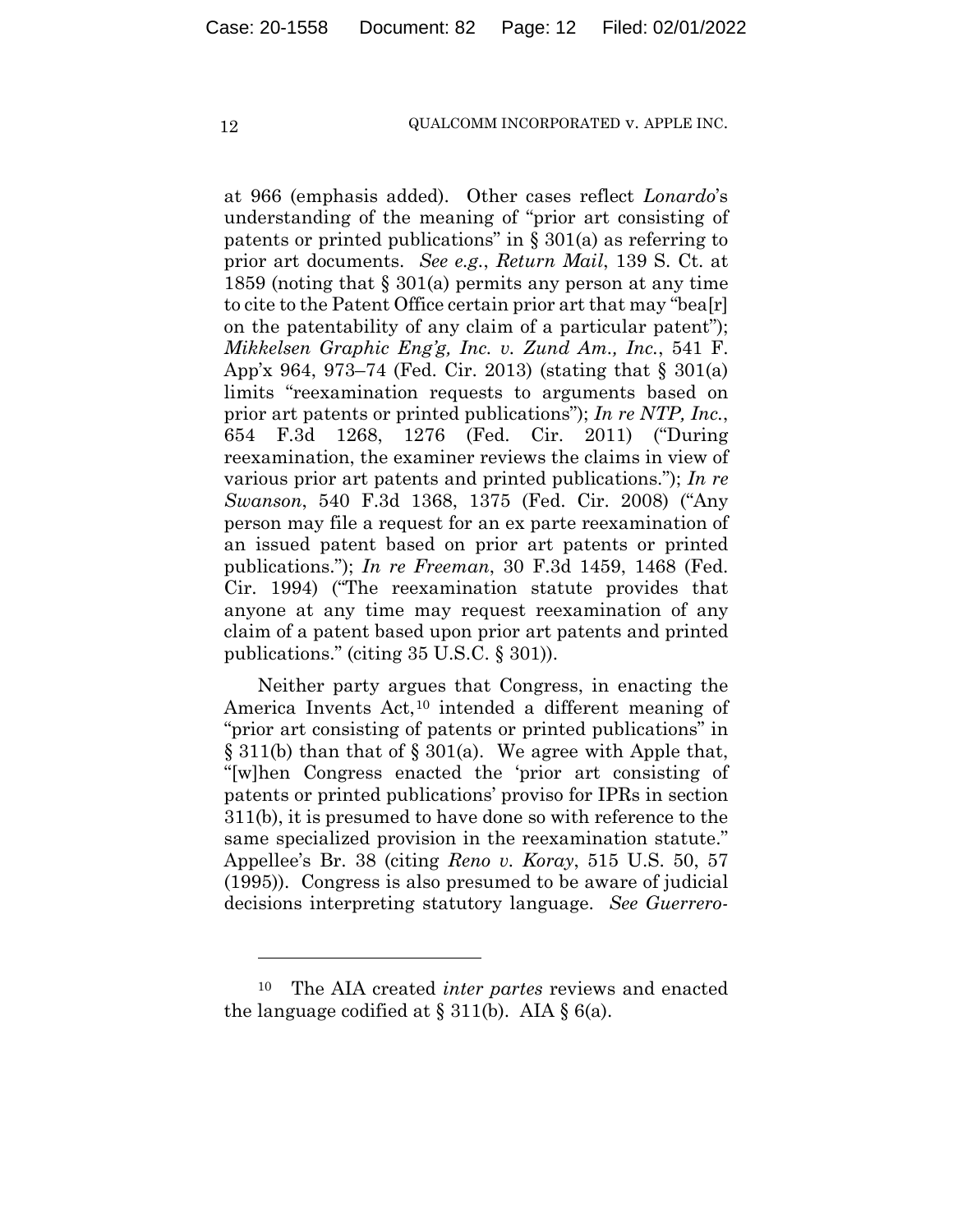at 966 (emphasis added). Other cases reflect *Lonardo*'s understanding of the meaning of "prior art consisting of patents or printed publications" in § 301(a) as referring to prior art documents. *See e.g.*, *Return Mail*, 139 S. Ct. at 1859 (noting that § 301(a) permits any person at any time to cite to the Patent Office certain prior art that may "bea[r] on the patentability of any claim of a particular patent"); *Mikkelsen Graphic Eng'g, Inc. v. Zund Am., Inc.*, 541 F. App'x 964, 973–74 (Fed. Cir. 2013) (stating that § 301(a) limits "reexamination requests to arguments based on prior art patents or printed publications"); *In re NTP, Inc.*, 654 F.3d 1268, 1276 (Fed. Cir. 2011) ("During reexamination, the examiner reviews the claims in view of various prior art patents and printed publications."); *In re Swanson*, 540 F.3d 1368, 1375 (Fed. Cir. 2008) ("Any person may file a request for an ex parte reexamination of an issued patent based on prior art patents or printed publications."); *In re Freeman*, 30 F.3d 1459, 1468 (Fed. Cir. 1994) ("The reexamination statute provides that anyone at any time may request reexamination of any claim of a patent based upon prior art patents and printed publications." (citing 35 U.S.C. § 301)).

Neither party argues that Congress, in enacting the America Invents Act,[10] intended a different meaning of "prior art consisting of patents or printed publications" in § 311(b) than that of § 301(a). We agree with Apple that, "[w]hen Congress enacted the 'prior art consisting of patents or printed publications' proviso for IPRs in section 311(b), it is presumed to have done so with reference to the same specialized provision in the reexamination statute." Appellee's Br. 38 (citing *Reno v. Koray*, 515 U.S. 50, 57 (1995)). Congress is also presumed to be aware of judicial decisions interpreting statutory language. *See Guerrero-*

[10] The AIA created *inter partes* reviews and enacted the language codified at § 311(b). AIA § 6(a).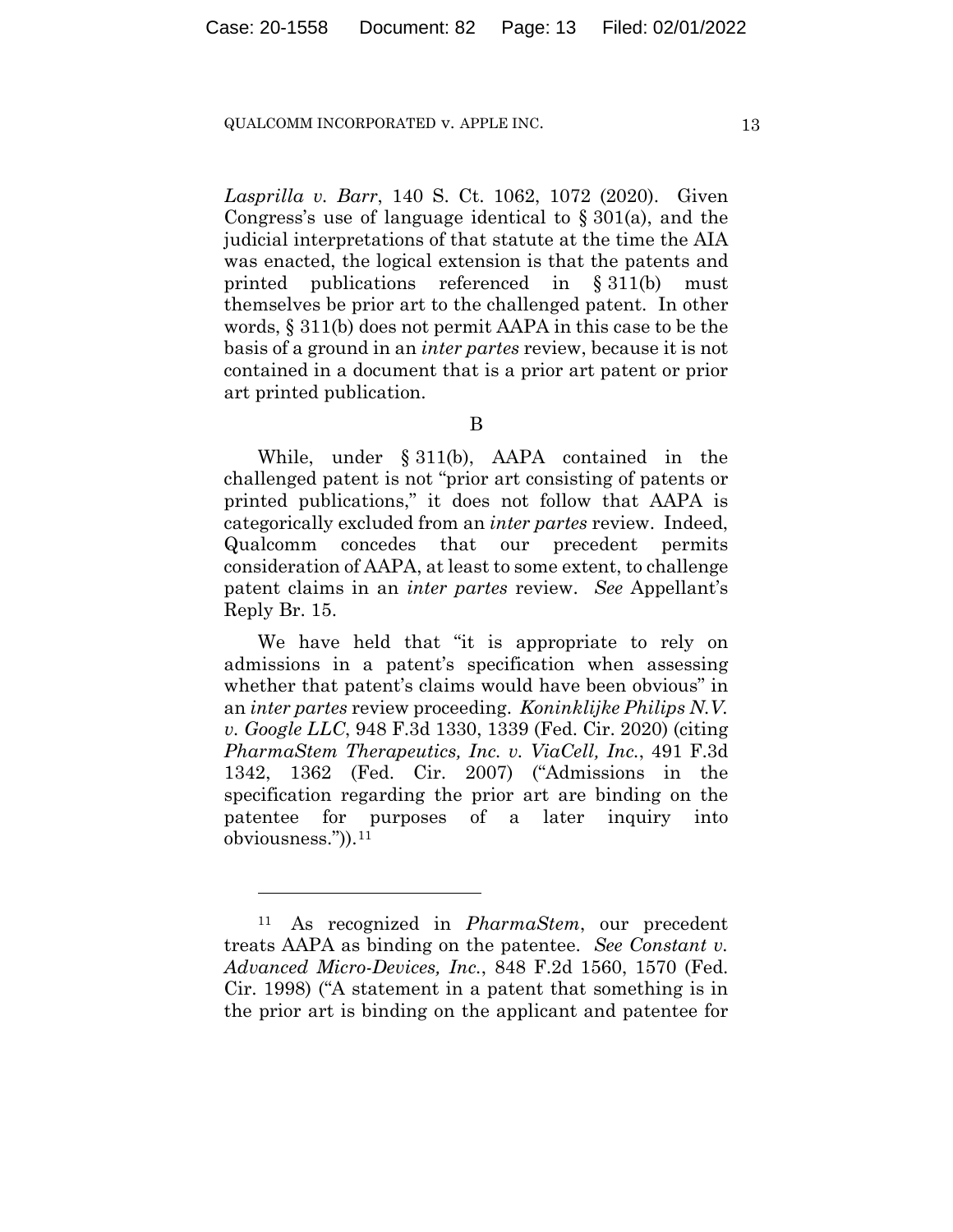*Lasprilla v. Barr*, 140 S. Ct. 1062, 1072 (2020). Given Congress's use of language identical to § 301(a), and the judicial interpretations of that statute at the time the AIA was enacted, the logical extension is that the patents and printed publications referenced in § 311(b) must themselves be prior art to the challenged patent. In other words, § 311(b) does not permit AAPA in this case to be the basis of a ground in an *inter partes* review, because it is not contained in a document that is a prior art patent or prior art printed publication.

B

While, under § 311(b), AAPA contained in the challenged patent is not "prior art consisting of patents or printed publications," it does not follow that AAPA is categorically excluded from an *inter partes* review. Indeed, Qualcomm concedes that our precedent permits consideration of AAPA, at least to some extent, to challenge patent claims in an *inter partes* review. *See* Appellant's Reply Br. 15.

We have held that "it is appropriate to rely on admissions in a patent's specification when assessing whether that patent's claims would have been obvious" in an *inter partes* review proceeding. *Koninklijke Philips N.V. v. Google LLC*, 948 F.3d 1330, 1339 (Fed. Cir. 2020) (citing *PharmaStem Therapeutics, Inc. v. ViaCell, Inc.*, 491 F.3d 1342, 1362 (Fed. Cir. 2007) ("Admissions in the specification regarding the prior art are binding on the patentee for purposes of a later inquiry into obviousness.")).[11]

[11] As recognized in *PharmaStem*, our precedent treats AAPA as binding on the patentee. *See Constant v. Advanced Micro-Devices, Inc.*, 848 F.2d 1560, 1570 (Fed. Cir. 1998) ("A statement in a patent that something is in the prior art is binding on the applicant and patentee for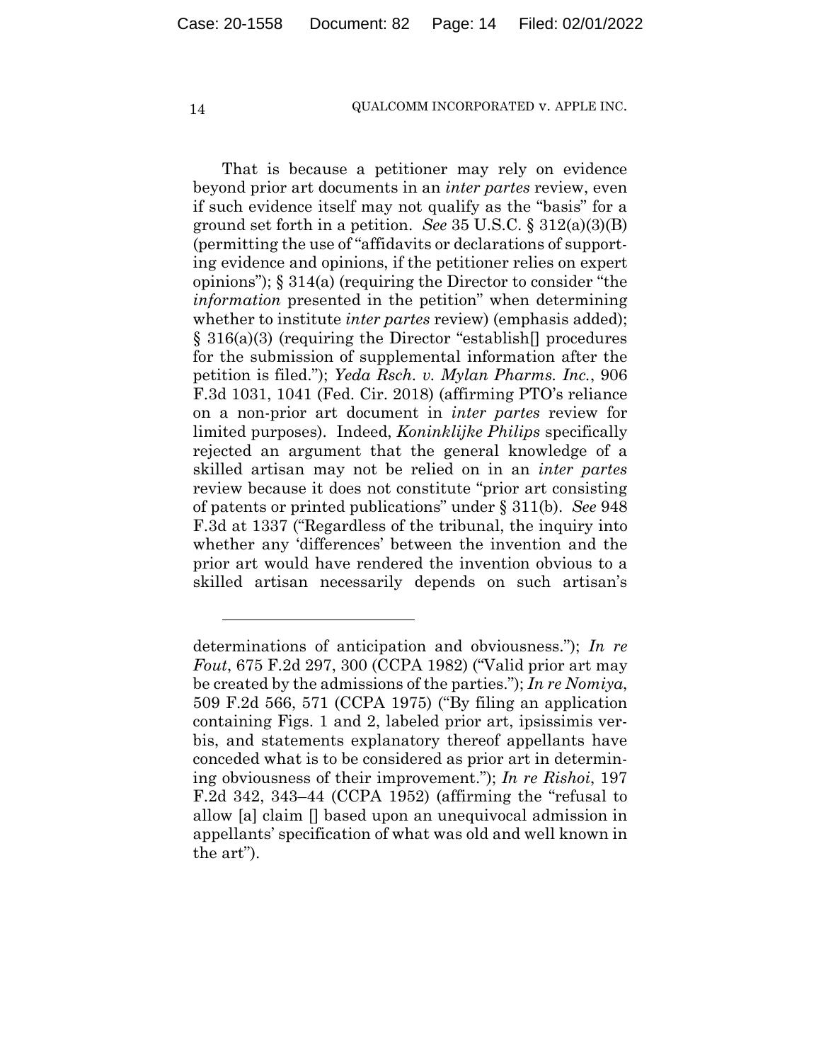That is because a petitioner may rely on evidence beyond prior art documents in an *inter partes* review, even if such evidence itself may not qualify as the "basis" for a ground set forth in a petition. *See* 35 U.S.C. § 312(a)(3)(B) (permitting the use of "affidavits or declarations of supporting evidence and opinions, if the petitioner relies on expert opinions"); § 314(a) (requiring the Director to consider "the *information* presented in the petition" when determining whether to institute *inter partes* review) (emphasis added); § 316(a)(3) (requiring the Director "establish[] procedures for the submission of supplemental information after the petition is filed."); *Yeda Rsch. v. Mylan Pharms. Inc.*, 906 F.3d 1031, 1041 (Fed. Cir. 2018) (affirming PTO's reliance on a non-prior art document in *inter partes* review for limited purposes). Indeed, *Koninklijke Philips* specifically rejected an argument that the general knowledge of a skilled artisan may not be relied on in an *inter partes* review because it does not constitute "prior art consisting of patents or printed publications" under § 311(b). *See* 948 F.3d at 1337 ("Regardless of the tribunal, the inquiry into whether any 'differences' between the invention and the prior art would have rendered the invention obvious to a skilled artisan necessarily depends on such artisan's

---

determinations of anticipation and obviousness."); *In re Fout*, 675 F.2d 297, 300 (CCPA 1982) ("Valid prior art may be created by the admissions of the parties."); *In re Nomiya*, 509 F.2d 566, 571 (CCPA 1975) ("By filing an application containing Figs. 1 and 2, labeled prior art, ipsissimis verbis, and statements explanatory thereof appellants have conceded what is to be considered as prior art in determining obviousness of their improvement."); *In re Rishoi*, 197 F.2d 342, 343–44 (CCPA 1952) (affirming the "refusal to allow [a] claim [] based upon an unequivocal admission in appellants' specification of what was old and well known in the art").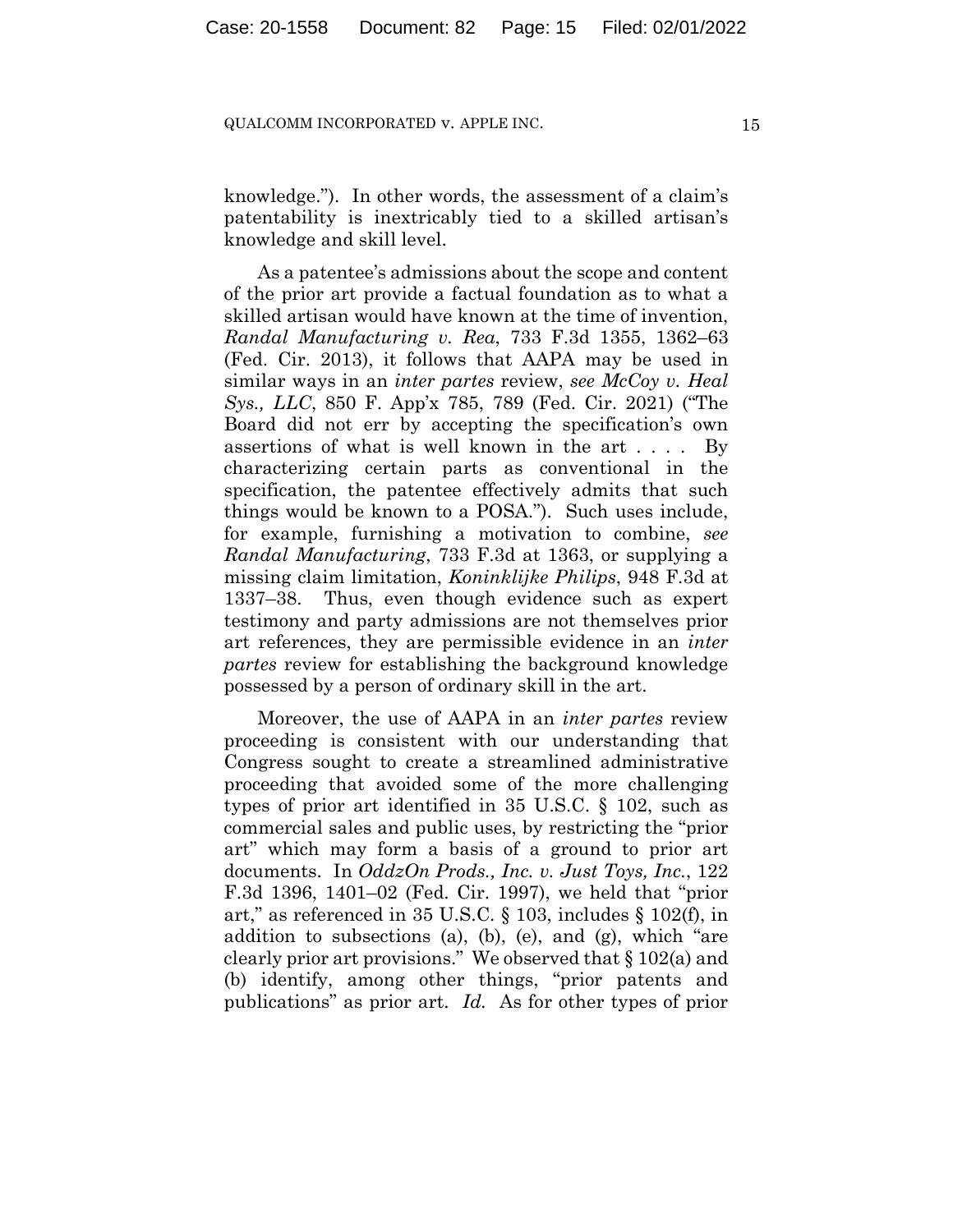knowledge."). In other words, the assessment of a claim's patentability is inextricably tied to a skilled artisan's knowledge and skill level.

As a patentee's admissions about the scope and content of the prior art provide a factual foundation as to what a skilled artisan would have known at the time of invention, *Randal Manufacturing v. Rea*, 733 F.3d 1355, 1362–63 (Fed. Cir. 2013), it follows that AAPA may be used in similar ways in an *inter partes* review, *see McCoy v. Heal Sys., LLC*, 850 F. App'x 785, 789 (Fed. Cir. 2021) ("The Board did not err by accepting the specification's own assertions of what is well known in the art . . . . By characterizing certain parts as conventional in the specification, the patentee effectively admits that such things would be known to a POSA."). Such uses include, for example, furnishing a motivation to combine, *see Randal Manufacturing*, 733 F.3d at 1363, or supplying a missing claim limitation, *Koninklijke Philips*, 948 F.3d at 1337–38. Thus, even though evidence such as expert testimony and party admissions are not themselves prior art references, they are permissible evidence in an *inter partes* review for establishing the background knowledge possessed by a person of ordinary skill in the art.

Moreover, the use of AAPA in an *inter partes* review proceeding is consistent with our understanding that Congress sought to create a streamlined administrative proceeding that avoided some of the more challenging types of prior art identified in 35 U.S.C. § 102, such as commercial sales and public uses, by restricting the "prior art" which may form a basis of a ground to prior art documents. In *OddzOn Prods., Inc. v. Just Toys, Inc.*, 122 F.3d 1396, 1401–02 (Fed. Cir. 1997), we held that "prior art," as referenced in 35 U.S.C. § 103, includes § 102(f), in addition to subsections (a), (b), (e), and (g), which "are clearly prior art provisions." We observed that § 102(a) and (b) identify, among other things, "prior patents and publications" as prior art. *Id.* As for other types of prior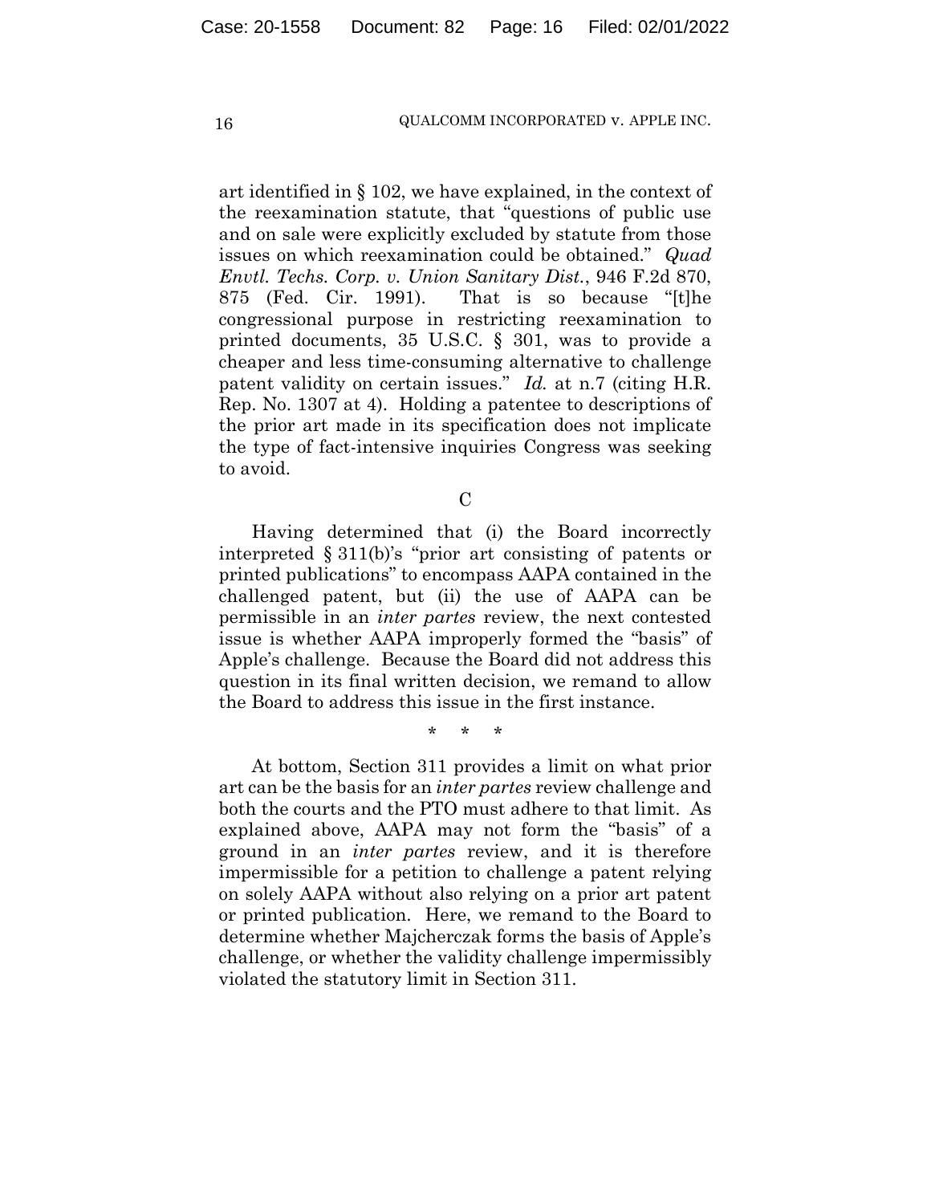art identified in § 102, we have explained, in the context of the reexamination statute, that "questions of public use and on sale were explicitly excluded by statute from those issues on which reexamination could be obtained." *Quad Envtl. Techs. Corp. v. Union Sanitary Dist.*, 946 F.2d 870, 875 (Fed. Cir. 1991). That is so because "[t]he congressional purpose in restricting reexamination to printed documents, 35 U.S.C. § 301, was to provide a cheaper and less time-consuming alternative to challenge patent validity on certain issues." *Id.* at n.7 (citing H.R. Rep. No. 1307 at 4). Holding a patentee to descriptions of the prior art made in its specification does not implicate the type of fact-intensive inquiries Congress was seeking to avoid.

C

Having determined that (i) the Board incorrectly interpreted § 311(b)'s "prior art consisting of patents or printed publications" to encompass AAPA contained in the challenged patent, but (ii) the use of AAPA can be permissible in an *inter partes* review, the next contested issue is whether AAPA improperly formed the "basis" of Apple's challenge. Because the Board did not address this question in its final written decision, we remand to allow the Board to address this issue in the first instance.

\* \* \*

At bottom, Section 311 provides a limit on what prior art can be the basis for an *inter partes* review challenge and both the courts and the PTO must adhere to that limit. As explained above, AAPA may not form the "basis" of a ground in an *inter partes* review, and it is therefore impermissible for a petition to challenge a patent relying on solely AAPA without also relying on a prior art patent or printed publication. Here, we remand to the Board to determine whether Majcherczak forms the basis of Apple's challenge, or whether the validity challenge impermissibly violated the statutory limit in Section 311.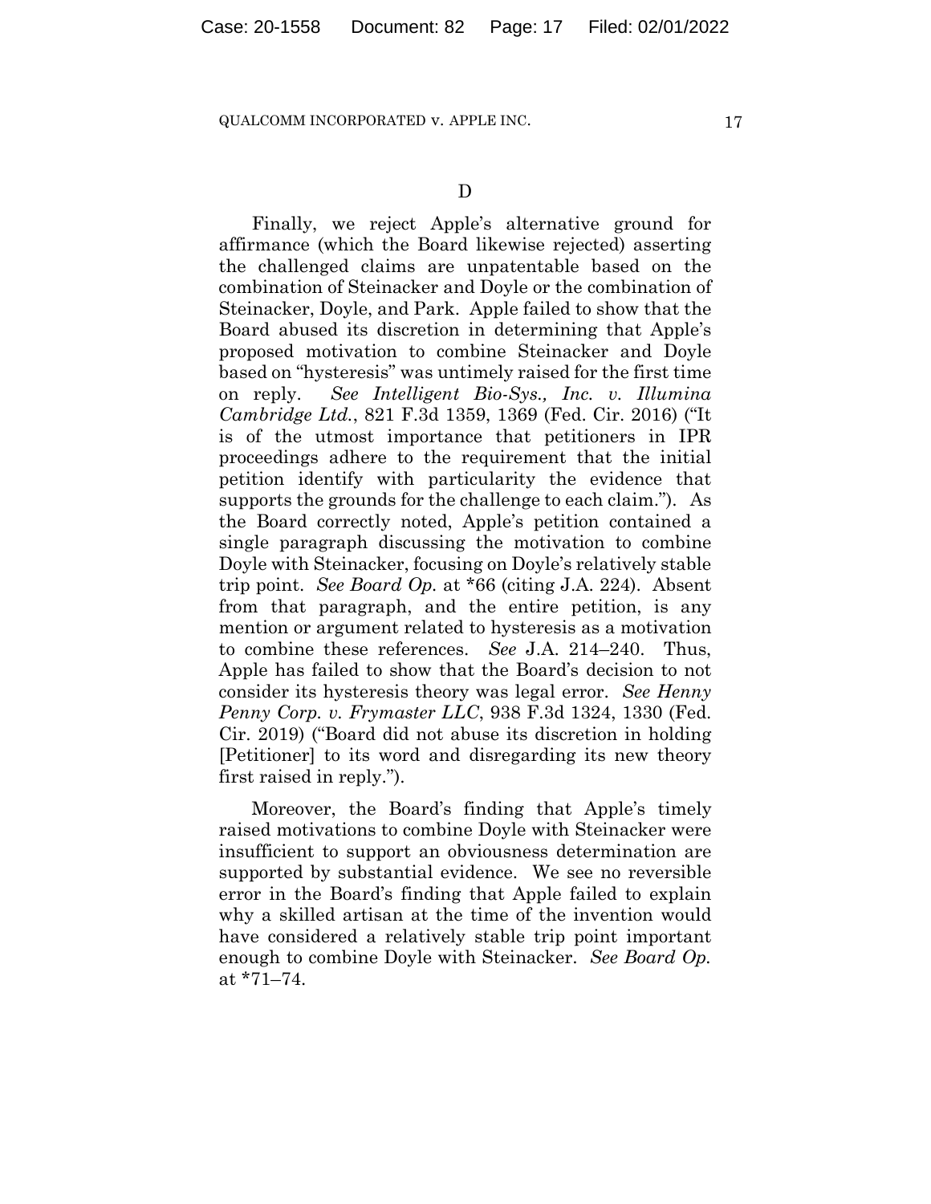D

Finally, we reject Apple's alternative ground for affirmance (which the Board likewise rejected) asserting the challenged claims are unpatentable based on the combination of Steinacker and Doyle or the combination of Steinacker, Doyle, and Park. Apple failed to show that the Board abused its discretion in determining that Apple's proposed motivation to combine Steinacker and Doyle based on "hysteresis" was untimely raised for the first time on reply. *See Intelligent Bio-Sys., Inc. v. Illumina Cambridge Ltd.*, 821 F.3d 1359, 1369 (Fed. Cir. 2016) ("It is of the utmost importance that petitioners in IPR proceedings adhere to the requirement that the initial petition identify with particularity the evidence that supports the grounds for the challenge to each claim."). As the Board correctly noted, Apple's petition contained a single paragraph discussing the motivation to combine Doyle with Steinacker, focusing on Doyle's relatively stable trip point. *See Board Op.* at *66 (citing J.A. 224). Absent from that paragraph, and the entire petition, is any mention or argument related to hysteresis as a motivation to combine these references. *See* J.A. 214–240. Thus, Apple has failed to show that the Board's decision to not consider its hysteresis theory was legal error. *See Henny Penny Corp. v. Frymaster LLC*, 938 F.3d 1324, 1330 (Fed. Cir. 2019) ("Board did not abuse its discretion in holding [Petitioner] to its word and disregarding its new theory first raised in reply.").

Moreover, the Board's finding that Apple's timely raised motivations to combine Doyle with Steinacker were insufficient to support an obviousness determination are supported by substantial evidence. We see no reversible error in the Board's finding that Apple failed to explain why a skilled artisan at the time of the invention would have considered a relatively stable trip point important enough to combine Doyle with Steinacker. *See Board Op.* at *71–74.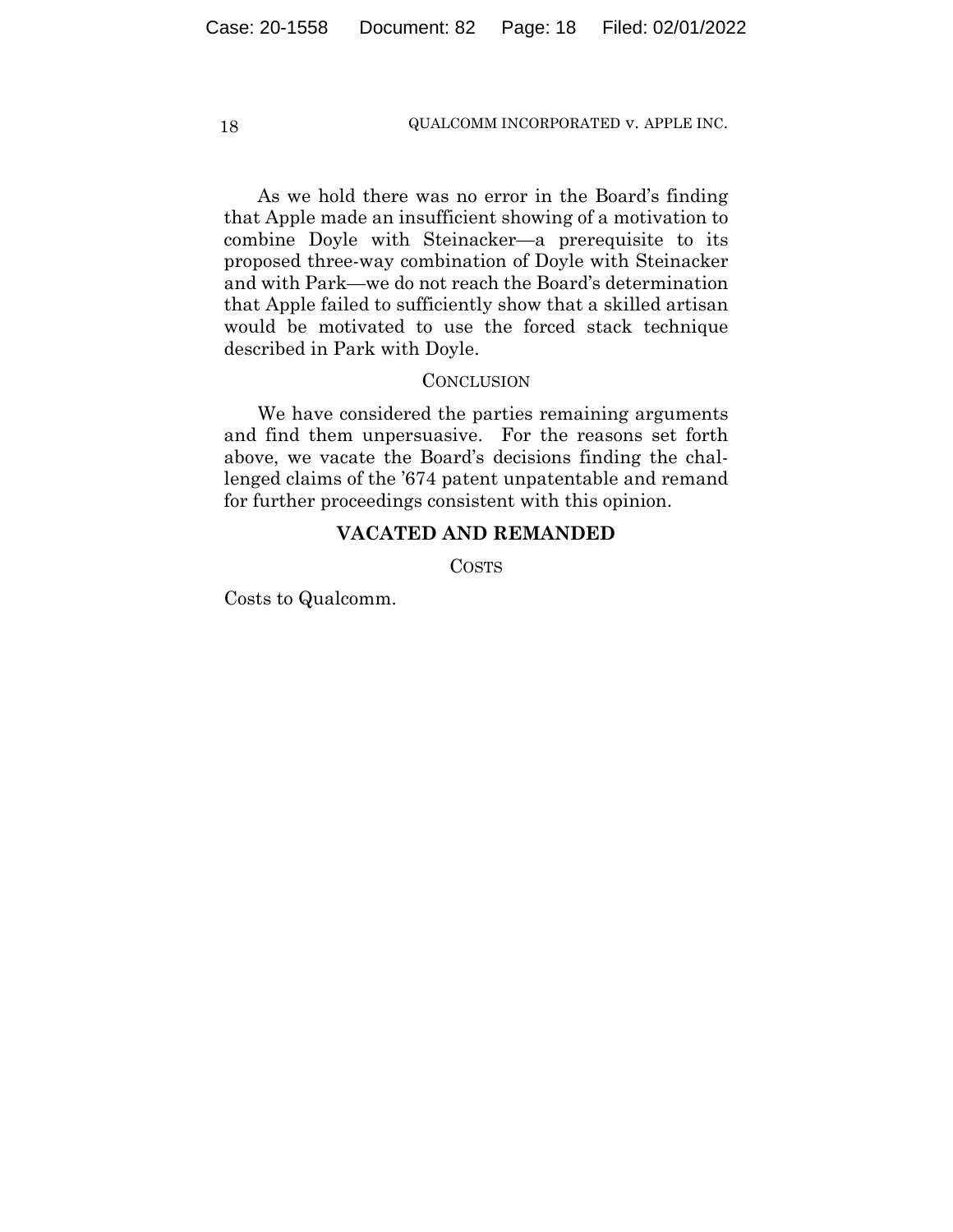As we hold there was no error in the Board's finding that Apple made an insufficient showing of a motivation to combine Doyle with Steinacker—a prerequisite to its proposed three-way combination of Doyle with Steinacker and with Park—we do not reach the Board's determination that Apple failed to sufficiently show that a skilled artisan would be motivated to use the forced stack technique described in Park with Doyle.

## CONCLUSION

We have considered the parties remaining arguments and find them unpersuasive. For the reasons set forth above, we vacate the Board's decisions finding the challenged claims of the '674 patent unpatentable and remand for further proceedings consistent with this opinion.

**VACATED AND REMANDED**

COSTS

Costs to Qualcomm.